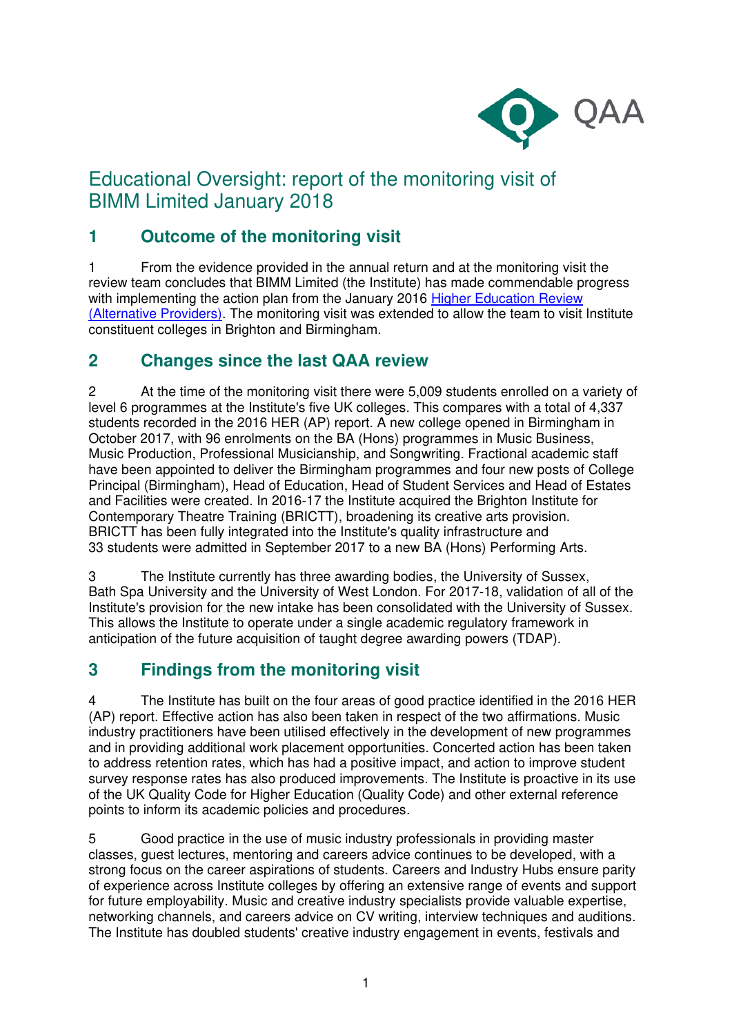# Educational Oversight: report of the monitoring visit of BIMM Limited January 2018

## 1 Outcome of the monitoring visit

1 From the evidence provided in the annual return and at the monitoring visit the review team concludes that BIMM Limited (the Institute) has made commendable progress with implementing the action plan from the January 2016 Higher Education Review (Alternative Providers). The monitoring visit was extended to allow the team to visit Institute constituent colleges in Brighton and Birmingham.

## 2 Changes since the last QAA review

2 At the time of the monitoring visit there were 5,009 students enrolled on a variety of level 6 programmes at the Institute's five UK colleges. This compares with a total of 4,337 students recorded in the 2016 HER (AP) report. A new college opened in Birmingham in October 2017, with 96 enrolments on the BA (Hons) programmes in Music Business, Music Production, Professional Musicianship, and Songwriting. Fractional academic staff have been appointed to deliver the Birmingham programmes and four new posts of College Principal (Birmingham), Head of Education, Head of Student Services and Head of Estates and Facilities were created. In 2016-17 the Institute acquired the Brighton Institute for Contemporary Theatre Training (BRICTT), broadening its creative arts provision. BRICTT has been fully integrated into the Institute's quality infrastructure and 33 students were admitted in September 2017 to a new BA (Hons) Performing Arts.

3 The Institute currently has three awarding bodies, the University of Sussex, Bath Spa University and the University of West London. For 2017-18, validation of all of the Institute's provision for the new intake has been consolidated with the University of Sussex. This allows the Institute to operate under a single academic regulatory framework in anticipation of the future acquisition of taught degree awarding powers (TDAP).

## 3 Findings from the monitoring visit

4 The Institute has built on the four areas of good practice identified in the 2016 HER (AP) report. Effective action has also been taken in respect of the two affirmations. Music industry practitioners have been utilised effectively in the development of new programmes and in providing additional work placement opportunities. Concerted action has been taken to address retention rates, which has had a positive impact, and action to improve student survey response rates has also produced improvements. The Institute is proactive in its use of the UK Quality Code for Higher Education (Quality Code) and other external reference points to inform its academic policies and procedures.

5 Good practice in the use of music industry professionals in providing master classes, guest lectures, mentoring and careers advice continues to be developed, with a strong focus on the career aspirations of students. Careers and Industry Hubs ensure parity of experience across Institute colleges by offering an extensive range of events and support for future employability. Music and creative industry specialists provide valuable expertise, networking channels, and careers advice on CV writing, interview techniques and auditions. The Institute has doubled students' creative industry engagement in events, festivals and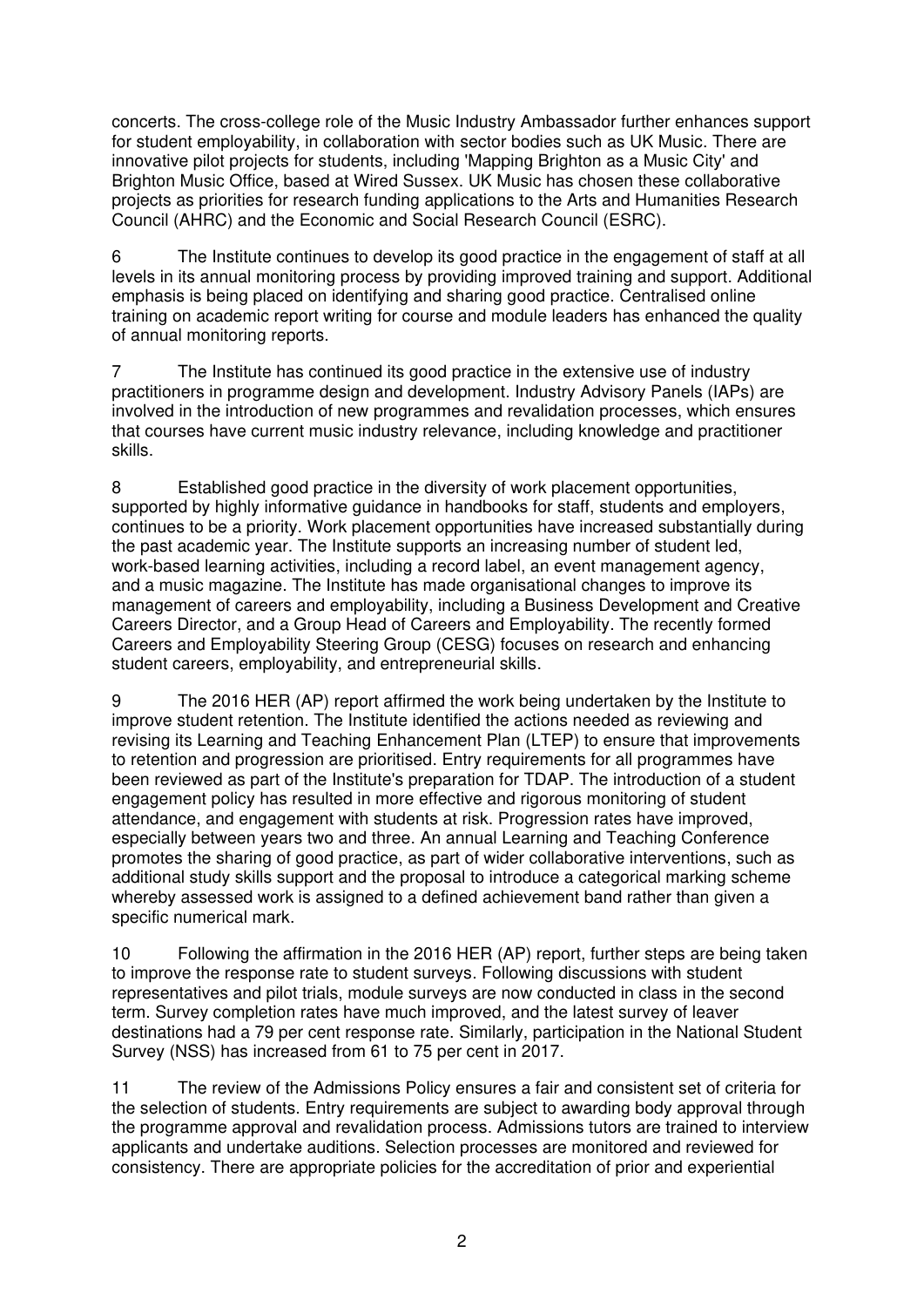concerts. The cross-college role of the Music Industry Ambassador further enhances support for student employability, in collaboration with sector bodies such as UK Music. There are innovative pilot projects for students, including 'Mapping Brighton as a Music City' and Brighton Music Office, based at Wired Sussex. UK Music has chosen these collaborative projects as priorities for research funding applications to the Arts and Humanities Research Council (AHRC) and the Economic and Social Research Council (ESRC).

6 The Institute continues to develop its good practice in the engagement of staff at all levels in its annual monitoring process by providing improved training and support. Additional emphasis is being placed on identifying and sharing good practice. Centralised online training on academic report writing for course and module leaders has enhanced the quality of annual monitoring reports.

7 The Institute has continued its good practice in the extensive use of industry practitioners in programme design and development. Industry Advisory Panels (IAPs) are involved in the introduction of new programmes and revalidation processes, which ensures that courses have current music industry relevance, including knowledge and practitioner skills.

8 Established good practice in the diversity of work placement opportunities, supported by highly informative guidance in handbooks for staff, students and employers, continues to be a priority. Work placement opportunities have increased substantially during the past academic year. The Institute supports an increasing number of student led, work-based learning activities, including a record label, an event management agency, and a music magazine. The Institute has made organisational changes to improve its management of careers and employability, including a Business Development and Creative Careers Director, and a Group Head of Careers and Employability. The recently formed Careers and Employability Steering Group (CESG) focuses on research and enhancing student careers, employability, and entrepreneurial skills.

9 The 2016 HER (AP) report affirmed the work being undertaken by the Institute to improve student retention. The Institute identified the actions needed as reviewing and revising its Learning and Teaching Enhancement Plan (LTEP) to ensure that improvements to retention and progression are prioritised. Entry requirements for all programmes have been reviewed as part of the Institute's preparation for TDAP. The introduction of a student engagement policy has resulted in more effective and rigorous monitoring of student attendance, and engagement with students at risk. Progression rates have improved, especially between years two and three. An annual Learning and Teaching Conference promotes the sharing of good practice, as part of wider collaborative interventions, such as additional study skills support and the proposal to introduce a categorical marking scheme whereby assessed work is assigned to a defined achievement band rather than given a specific numerical mark.

10 Following the affirmation in the 2016 HER (AP) report, further steps are being taken to improve the response rate to student surveys. Following discussions with student representatives and pilot trials, module surveys are now conducted in class in the second term. Survey completion rates have much improved, and the latest survey of leaver destinations had a 79 per cent response rate. Similarly, participation in the National Student Survey (NSS) has increased from 61 to 75 per cent in 2017.

11 The review of the Admissions Policy ensures a fair and consistent set of criteria for the selection of students. Entry requirements are subject to awarding body approval through the programme approval and revalidation process. Admissions tutors are trained to interview applicants and undertake auditions. Selection processes are monitored and reviewed for consistency. There are appropriate policies for the accreditation of prior and experiential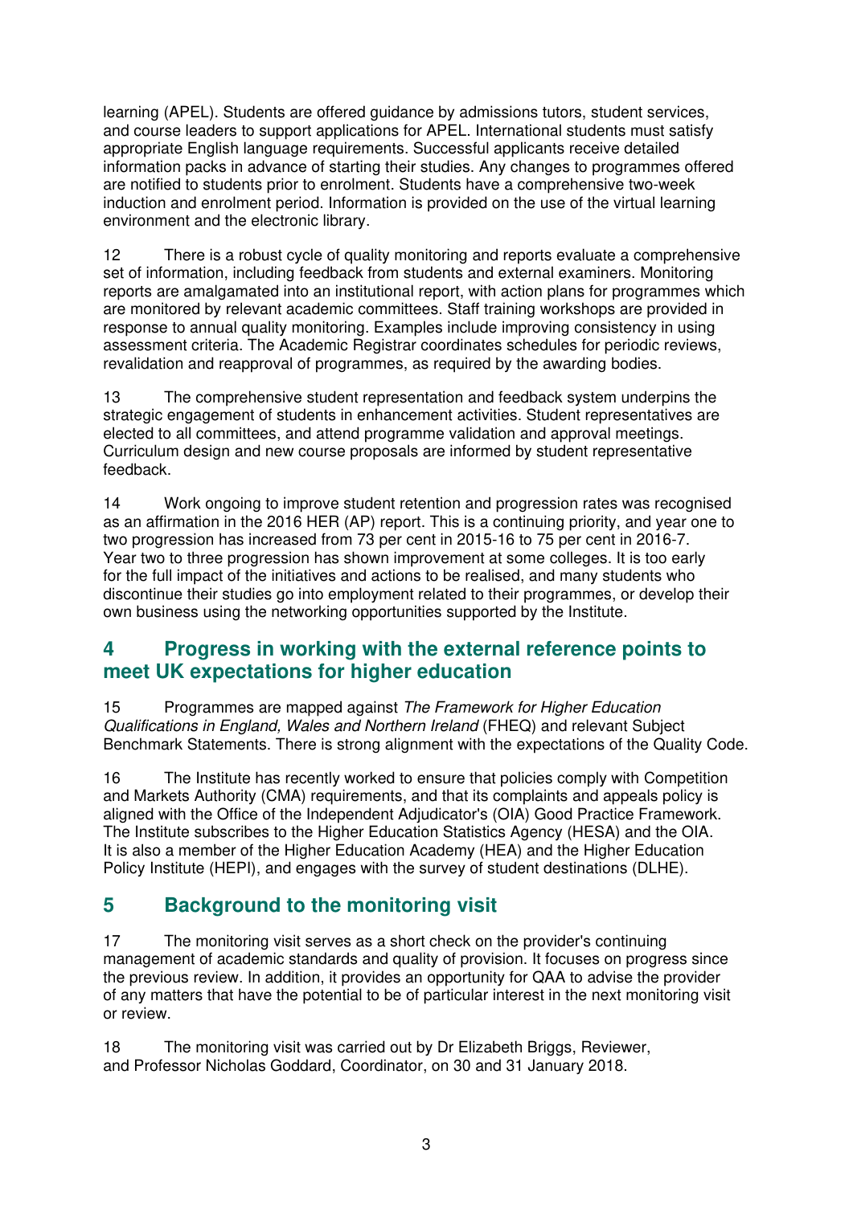learning (APEL). Students are offered guidance by admissions tutors, student services, and course leaders to support applications for APEL. International students must satisfy appropriate English language requirements. Successful applicants receive detailed information packs in advance of starting their studies. Any changes to programmes offered are notified to students prior to enrolment. Students have a comprehensive two-week induction and enrolment period. Information is provided on the use of the virtual learning environment and the electronic library.

12 There is a robust cycle of quality monitoring and reports evaluate a comprehensive set of information, including feedback from students and external examiners. Monitoring reports are amalgamated into an institutional report, with action plans for programmes which are monitored by relevant academic committees. Staff training workshops are provided in response to annual quality monitoring. Examples include improving consistency in using assessment criteria. The Academic Registrar coordinates schedules for periodic reviews, revalidation and reapproval of programmes, as required by the awarding bodies.

13 The comprehensive student representation and feedback system underpins the strategic engagement of students in enhancement activities. Student representatives are elected to all committees, and attend programme validation and approval meetings. Curriculum design and new course proposals are informed by student representative feedback.

14 Work ongoing to improve student retention and progression rates was recognised as an affirmation in the 2016 HER (AP) report. This is a continuing priority, and year one to two progression has increased from 73 per cent in 2015-16 to 75 per cent in 2016-7. Year two to three progression has shown improvement at some colleges. It is too early for the full impact of the initiatives and actions to be realised, and many students who discontinue their studies go into employment related to their programmes, or develop their own business using the networking opportunities supported by the Institute.

## 4 Progress in working with the external reference points to meet UK expectations for higher education

15 Programmes are mapped against *The Framework for Higher Education Qualifications in England, Wales and Northern Ireland* (FHEQ) and relevant Subject Benchmark Statements. There is strong alignment with the expectations of the Quality Code.

16 The Institute has recently worked to ensure that policies comply with Competition and Markets Authority (CMA) requirements, and that its complaints and appeals policy is aligned with the Office of the Independent Adjudicator's (OIA) Good Practice Framework. The Institute subscribes to the Higher Education Statistics Agency (HESA) and the OIA. It is also a member of the Higher Education Academy (HEA) and the Higher Education Policy Institute (HEPI), and engages with the survey of student destinations (DLHE).

## 5 Background to the monitoring visit

17 The monitoring visit serves as a short check on the provider's continuing management of academic standards and quality of provision. It focuses on progress since the previous review. In addition, it provides an opportunity for QAA to advise the provider of any matters that have the potential to be of particular interest in the next monitoring visit or review.

18 The monitoring visit was carried out by Dr Elizabeth Briggs, Reviewer, and Professor Nicholas Goddard, Coordinator, on 30 and 31 January 2018.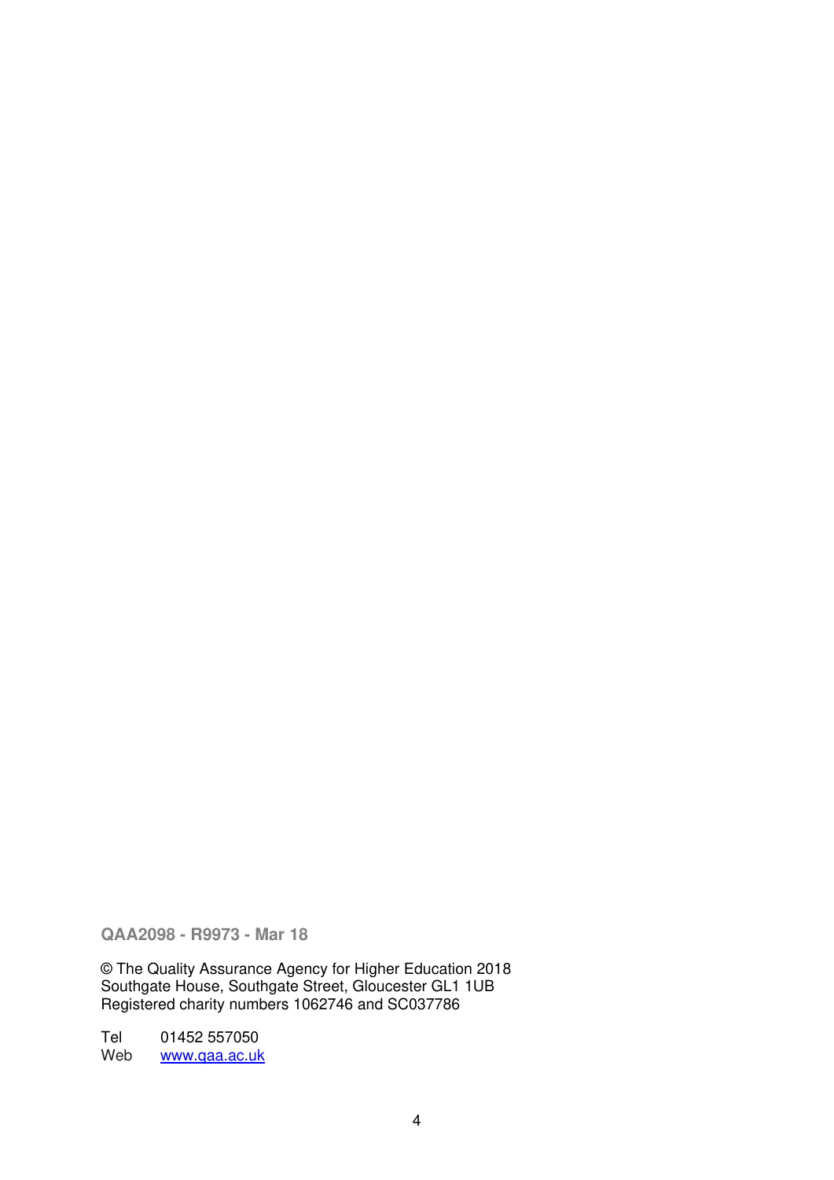**QAA2098 - R9973 - Mar 18**

© The Quality Assurance Agency for Higher Education 2018
Southgate House, Southgate Street, Gloucester GL1 1UB
Registered charity numbers 1062746 and SC037786

Tel 01452 557050
Web [www.qaa.ac.uk](http://www.qaa.ac.uk)